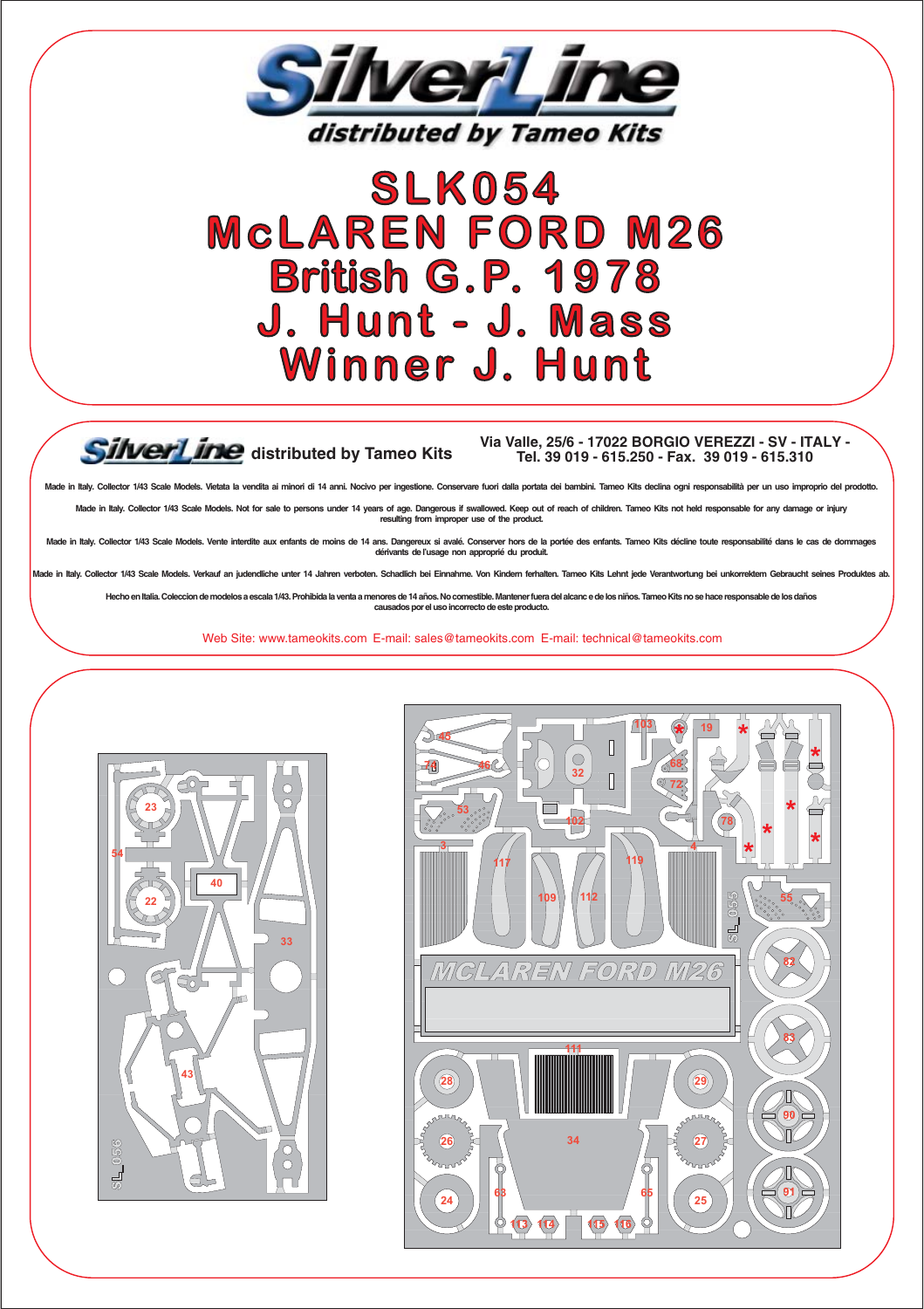# SilverLine

distributed by Tameo Kits

# SLK054
# McLAREN FORD M26
# British G.P. 1978
# J. Hunt - J. Mass
# Winner J. Hunt

**SilverLine distributed by Tameo Kits**

**Via Valle, 25/6 - 17022 BORGIO VEREZZI - SV - ITALY -**
**Tel. 39 019 - 615.250 - Fax. 39 019 - 615.310**

Made in Italy. Collector 1/43 Scale Models. Vietata la vendita ai minori di 14 anni. Nocivo per ingestione. Conservare fuori dalla portata dei bambini. Tameo Kits declina ogni responsabilità per un uso improprio del prodotto.

Made in Italy. Collector 1/43 Scale Models. Not for sale to persons under 14 years of age. Dangerous if swallowed. Keep out of reach of children. Tameo Kits not held responsable for any damage or injury resulting from improper use of the product.

Made in Italy. Collector 1/43 Scale Models. Vente interdite aux enfants de moins de 14 ans. Dangereux si avalé. Conserver hors de la portée des enfants. Tameo Kits décline toute responsabilité dans le cas de dommages dérivants de l'usage non approprié du produit.

Made in Italy. Collector 1/43 Scale Models. Verkauf an judendliche unter 14 Jahren verboten. Schadlich bei Einnahme. Von Kindern ferhalten. Tameo Kits Lehnt jede Verantwortung bei unkorrektem Gebraucht seines Produktes ab.

Hecho en Italia. Coleccion de modelos a escala 1/43. Prohibida la venta a menores de 14 años. No comestible. Mantener fuera del alcanc e de los niños. Tameo Kits no se hace responsable de los daños causados por el uso incorrecto de este producto.

Web Site: www.tameokits.com E-mail: sales@tameokits.com E-mail: technical@tameokits.com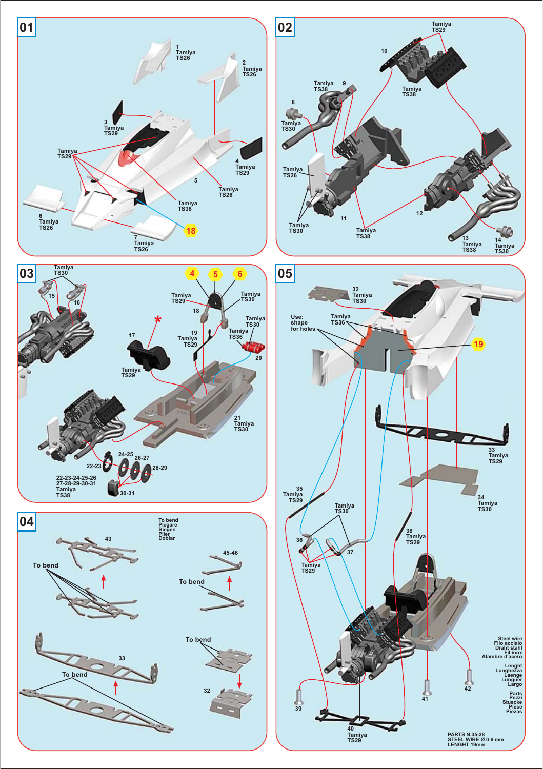## 01

1 Tamiya TS26

2 Tamiya TS26

3 Tamiya TS29

4 Tamiya TS29

5 Tamiya TS26

Tamiya TS29

Tamiya TS36

6 Tamiya TS26

7 Tamiya TS26

18

## 02

Tamiya TS29

10

Tamiya TS38

9 Tamiya TS38

8 Tamiya TS30

Tamiya TS26

Tamiya TS30

11

Tamiya TS38

12

13 Tamiya TS38

14 Tamiya TS30

## 03

Tamiya TS30

15

16

4 5 6

Tamiya TS29

Tamiya TS30

18

*

17

19 Tamiya TS29

Tamiya TS30

Tamiya TS36

20

Tamiya TS29

21 Tamiya TS30

24-25

26-27

22-23

28-29

22-23-24-25-26 27-28-29-30-31 Tamiya TS38

30-31

## 04

To bend
Piegare
Biegen
Plier
Doblar

43

To bend

45-46

To bend

To bend

33

To bend

32

## 05

32 Tamiya TS30

Use: shape for holes

Tamiya TS36

19

33 Tamiya TS29

34 Tamiya TS30

35 Tamiya TS29

Tamiya TS30

36

37

38 Tamiya TS29

Tamiya TS29

Steel wire
Filo acciaio
Draht stahl
Fil inox
Alambre d'acero

Lenght
Lunghezza
Laenge
Lunguer
Largo

Parts
Pezzi
Stuecke
Pièce
Piezas

39

40 Tamiya TS29

41

42

PARTS N.35-38
STEEL WIRE Ø 0.6 mm
LENGHT 19mm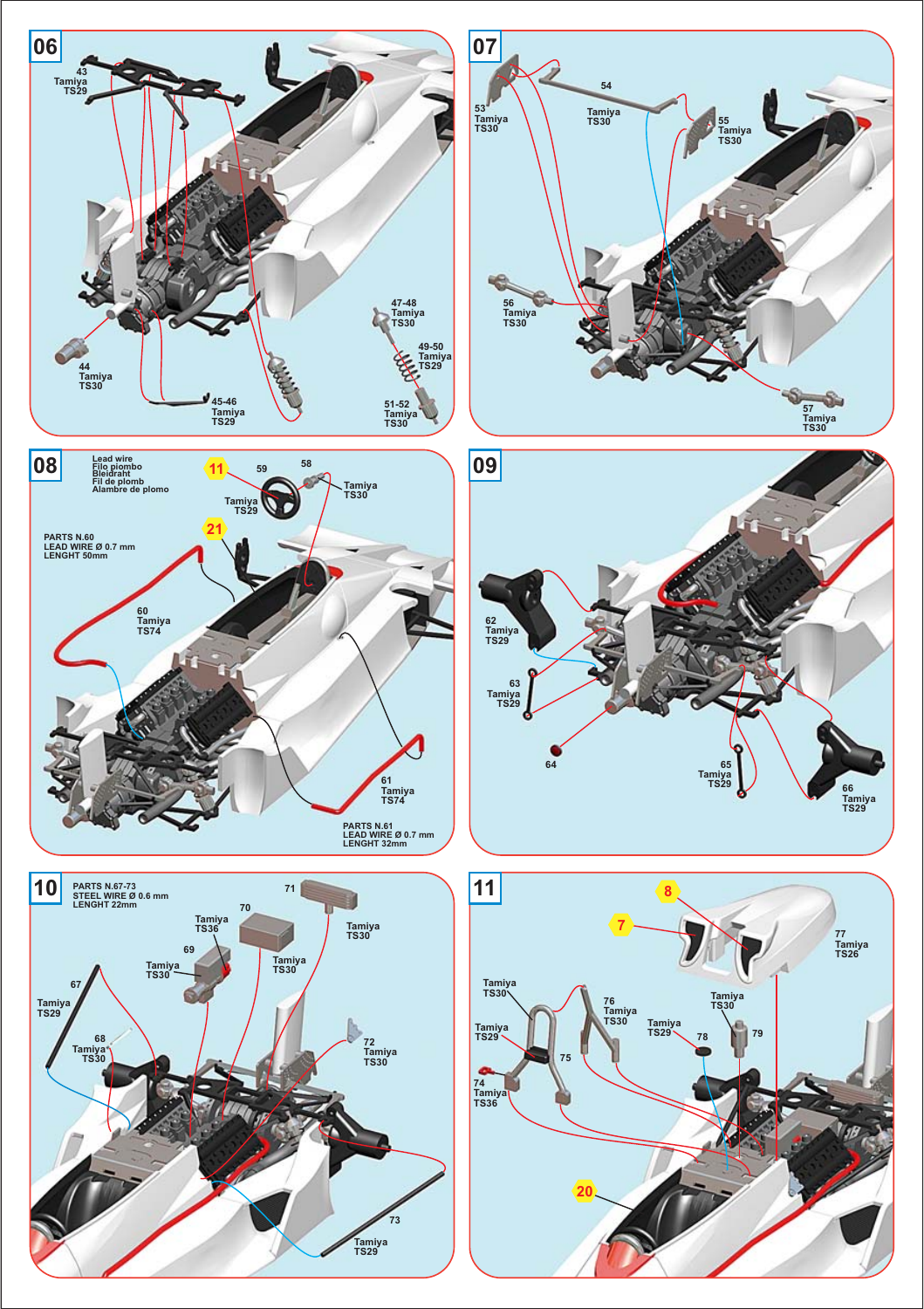## 06

43
Tamiya
TS29

44
Tamiya
TS30

45-46
Tamiya
TS29

47-48
Tamiya
TS30

49-50
Tamiya
TS29

51-52
Tamiya
TS30

## 07

53
Tamiya
TS30

54
Tamiya
TS30

55
Tamiya
TS30

56
Tamiya
TS30

57
Tamiya
TS30

## 08

Lead wire
Filo piombo
Bleidraht
Fil de plomb
Alambre de plomo

11

59
Tamiya
TS29

58
Tamiya
TS30

21

PARTS N.60
LEAD WIRE Ø 0.7 mm
LENGHT 50mm

60
Tamiya
TS74

61
Tamiya
TS74

PARTS N.61
LEAD WIRE Ø 0.7 mm
LENGHT 32mm

## 09

62
Tamiya
TS29

63
Tamiya
TS29

64

65
Tamiya
TS29

66
Tamiya
TS29

## 10

PARTS N.67-73
STEEL WIRE Ø 0.6 mm
LENGHT 22mm

71
Tamiya
TS30

70
Tamiya
TS36

69
Tamiya
TS30

Tamiya
TS30

67
Tamiya
TS29

68
Tamiya
TS30

72
Tamiya
TS30

73
Tamiya
TS29

## 11

8

7

77
Tamiya
TS26

Tamiya
TS30

76
Tamiya
TS30

Tamiya
TS29

75

74
Tamiya
TS36

Tamiya
TS30

Tamiya
TS29

78

79

20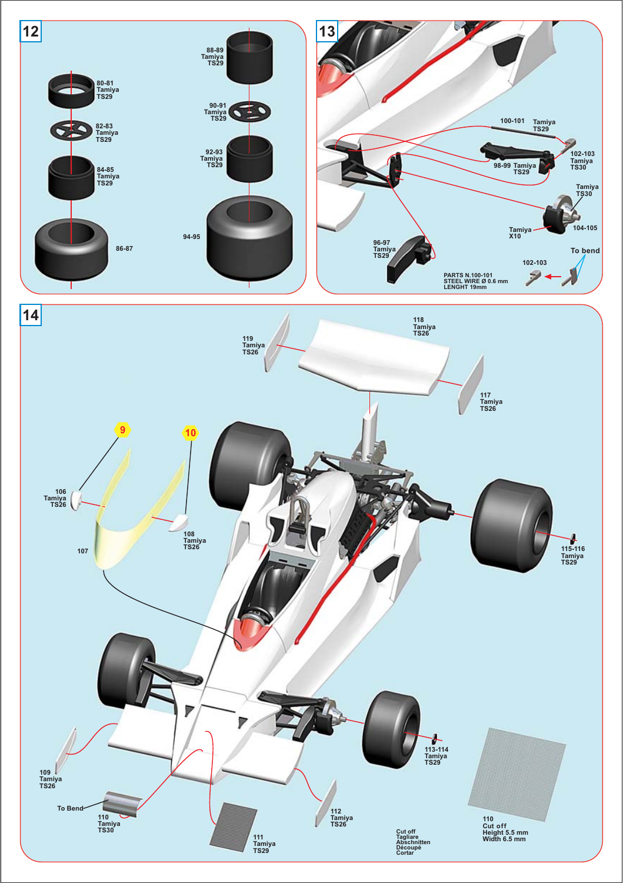## 12

80-81
Tamiya
TS29

82-83
Tamiya
TS29

84-85
Tamiya
TS29

86-87

88-89
Tamiya
TS29

90-91
Tamiya
TS29

92-93
Tamiya
TS29

94-95

## 13

100-101 Tamiya TS29

102-103
Tamiya
TS30

98-99 Tamiya
TS29

Tamiya
TS30

Tamiya
X10

104-105

96-97
Tamiya
TS29

To bend

102-103

PARTS N.100-101
STEEL WIRE Ø 0.6 mm
LENGHT 19mm

## 14

118
Tamiya
TS26

119
Tamiya
TS26

117
Tamiya
TS26

9

10

106
Tamiya
TS26

108
Tamiya
TS26

107

115-116
Tamiya
TS29

113-114
Tamiya
TS29

109
Tamiya
TS26

To Bend

110
Tamiya
TS30

111
Tamiya
TS29

112
Tamiya
TS26

Cut off
Tagliare
Abschnitten
Découpé
Cortar

110
Cut off
Height 5.5 mm
Width 6.5 mm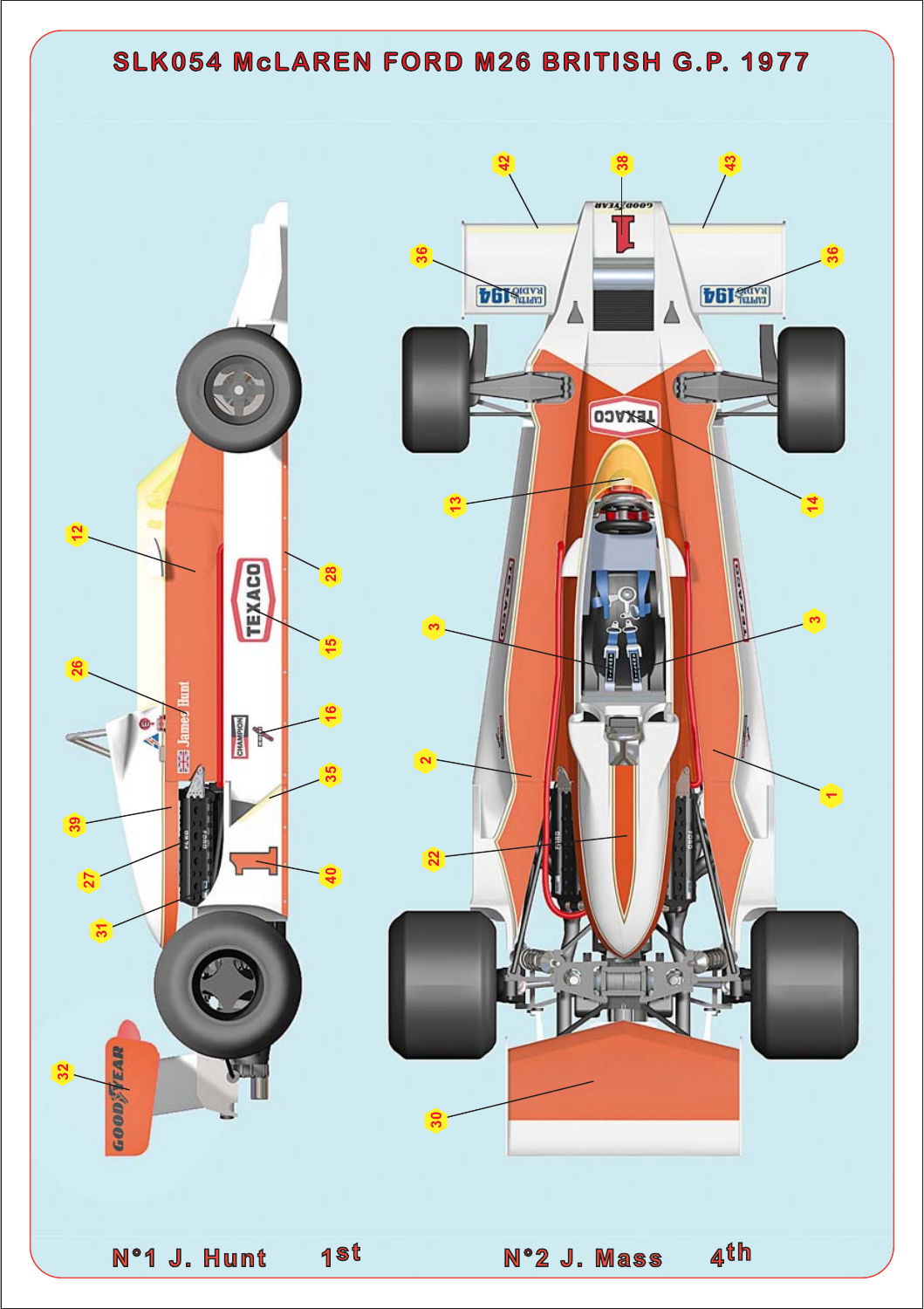# SLK054 McLAREN FORD M26 BRITISH G.P. 1977

N°1 J. Hunt 1st

N°2 J. Mass 4th